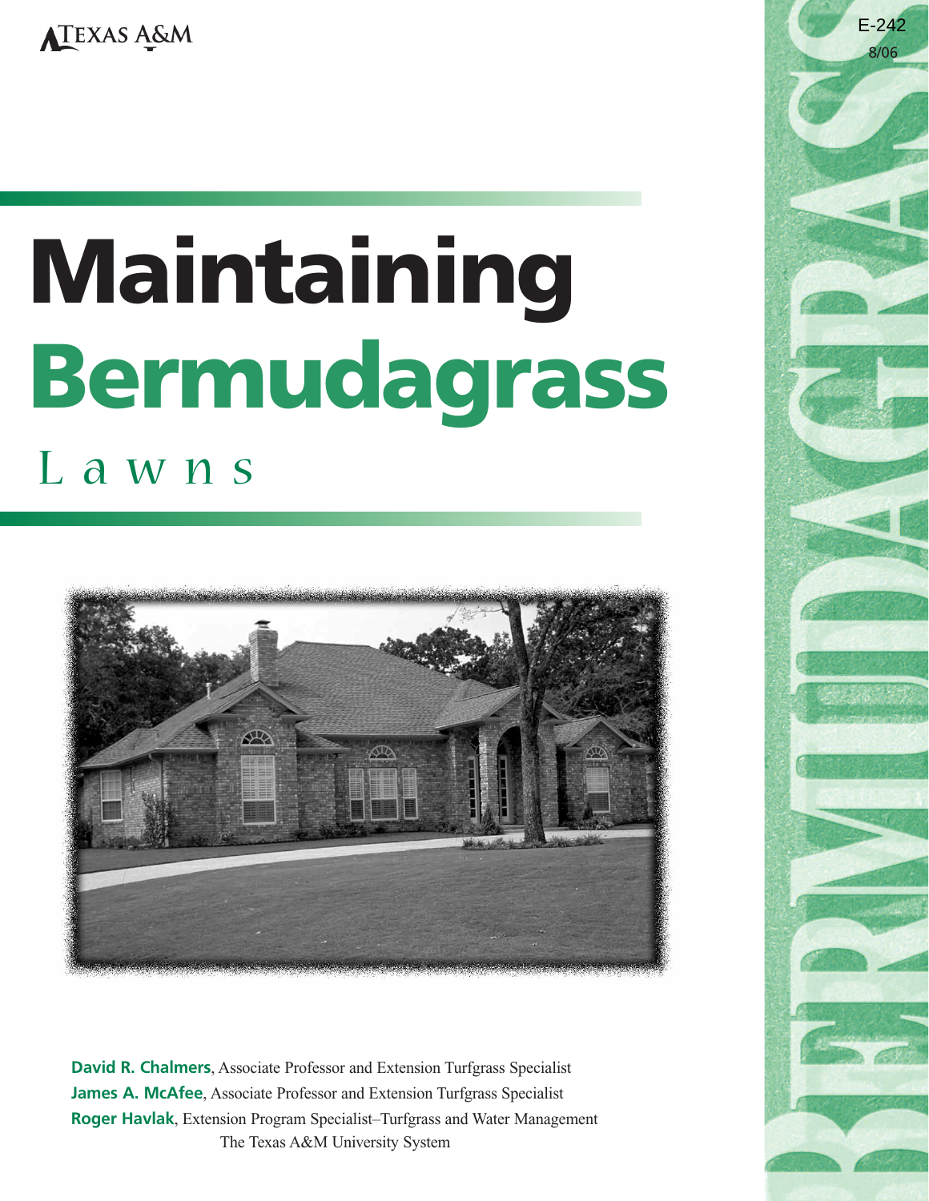TEXAS A&M

E-242
8/06

# Maintaining Bermudagrass Lawns

**David R. Chalmers**, Associate Professor and Extension Turfgrass Specialist
**James A. McAfee**, Associate Professor and Extension Turfgrass Specialist
**Roger Havlak**, Extension Program Specialist–Turfgrass and Water Management
The Texas A&M University System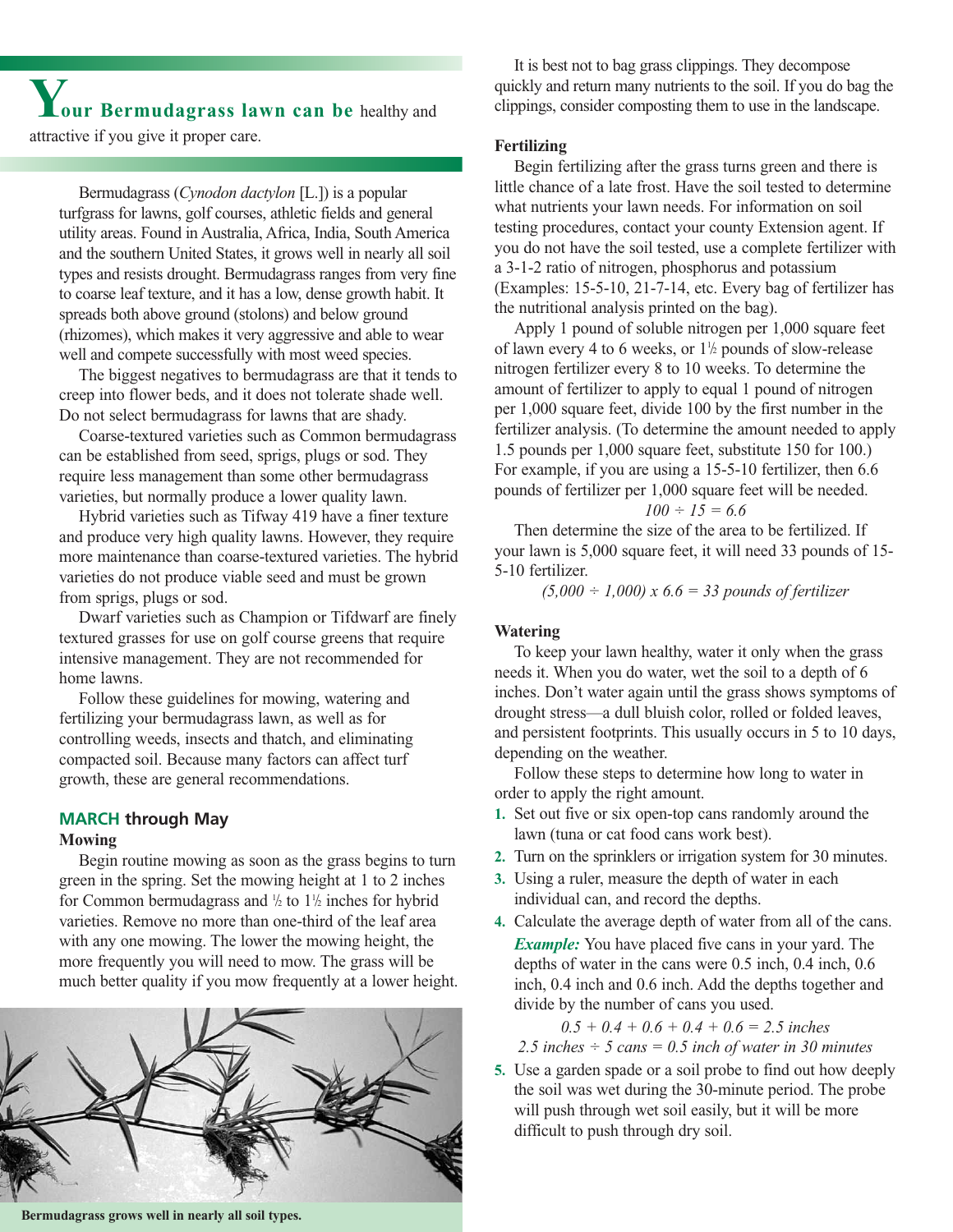**Your Bermudagrass lawn can be** healthy and attractive if you give it proper care.

Bermudagrass (*Cynodon dactylon* [L.]) is a popular turfgrass for lawns, golf courses, athletic fields and general utility areas. Found in Australia, Africa, India, South America and the southern United States, it grows well in nearly all soil types and resists drought. Bermudagrass ranges from very fine to coarse leaf texture, and it has a low, dense growth habit. It spreads both above ground (stolons) and below ground (rhizomes), which makes it very aggressive and able to wear well and compete successfully with most weed species.

The biggest negatives to bermudagrass are that it tends to creep into flower beds, and it does not tolerate shade well. Do not select bermudagrass for lawns that are shady.

Coarse-textured varieties such as Common bermudagrass can be established from seed, sprigs, plugs or sod. They require less management than some other bermudagrass varieties, but normally produce a lower quality lawn.

Hybrid varieties such as Tifway 419 have a finer texture and produce very high quality lawns. However, they require more maintenance than coarse-textured varieties. The hybrid varieties do not produce viable seed and must be grown from sprigs, plugs or sod.

Dwarf varieties such as Champion or Tifdwarf are finely textured grasses for use on golf course greens that require intensive management. They are not recommended for home lawns.

Follow these guidelines for mowing, watering and fertilizing your bermudagrass lawn, as well as for controlling weeds, insects and thatch, and eliminating compacted soil. Because many factors can affect turf growth, these are general recommendations.

## MARCH through May

### Mowing

Begin routine mowing as soon as the grass begins to turn green in the spring. Set the mowing height at 1 to 2 inches for Common bermudagrass and ½ to 1½ inches for hybrid varieties. Remove no more than one-third of the leaf area with any one mowing. The lower the mowing height, the more frequently you will need to mow. The grass will be much better quality if you mow frequently at a lower height.

Bermudagrass grows well in nearly all soil types.

It is best not to bag grass clippings. They decompose quickly and return many nutrients to the soil. If you do bag the clippings, consider composting them to use in the landscape.

### Fertilizing

Begin fertilizing after the grass turns green and there is little chance of a late frost. Have the soil tested to determine what nutrients your lawn needs. For information on soil testing procedures, contact your county Extension agent. If you do not have the soil tested, use a complete fertilizer with a 3-1-2 ratio of nitrogen, phosphorus and potassium (Examples: 15-5-10, 21-7-14, etc. Every bag of fertilizer has the nutritional analysis printed on the bag).

Apply 1 pound of soluble nitrogen per 1,000 square feet of lawn every 4 to 6 weeks, or 1½ pounds of slow-release nitrogen fertilizer every 8 to 10 weeks. To determine the amount of fertilizer to apply to equal 1 pound of nitrogen per 1,000 square feet, divide 100 by the first number in the fertilizer analysis. (To determine the amount needed to apply 1.5 pounds per 1,000 square feet, substitute 150 for 100.) For example, if you are using a 15-5-10 fertilizer, then 6.6 pounds of fertilizer per 1,000 square feet will be needed.

$$100 \div 15 = 6.6$$

Then determine the size of the area to be fertilized. If your lawn is 5,000 square feet, it will need 33 pounds of 15-5-10 fertilizer.

$$(5{,}000 \div 1{,}000) \times 6.6 = 33 \text{ pounds of fertilizer}$$

### Watering

To keep your lawn healthy, water it only when the grass needs it. When you do water, wet the soil to a depth of 6 inches. Don't water again until the grass shows symptoms of drought stress—a dull bluish color, rolled or folded leaves, and persistent footprints. This usually occurs in 5 to 10 days, depending on the weather.

Follow these steps to determine how long to water in order to apply the right amount.

1. Set out five or six open-top cans randomly around the lawn (tuna or cat food cans work best).
2. Turn on the sprinklers or irrigation system for 30 minutes.
3. Using a ruler, measure the depth of water in each individual can, and record the depths.
4. Calculate the average depth of water from all of the cans.

   ***Example:*** You have placed five cans in your yard. The depths of water in the cans were 0.5 inch, 0.4 inch, 0.6 inch, 0.4 inch and 0.6 inch. Add the depths together and divide by the number of cans you used.

   $$0.5 + 0.4 + 0.6 + 0.4 + 0.6 = 2.5 \text{ inches}$$

   $$2.5 \text{ inches} \div 5 \text{ cans} = 0.5 \text{ inch of water in 30 minutes}$$

5. Use a garden spade or a soil probe to find out how deeply the soil was wet during the 30-minute period. The probe will push through wet soil easily, but it will be more difficult to push through dry soil.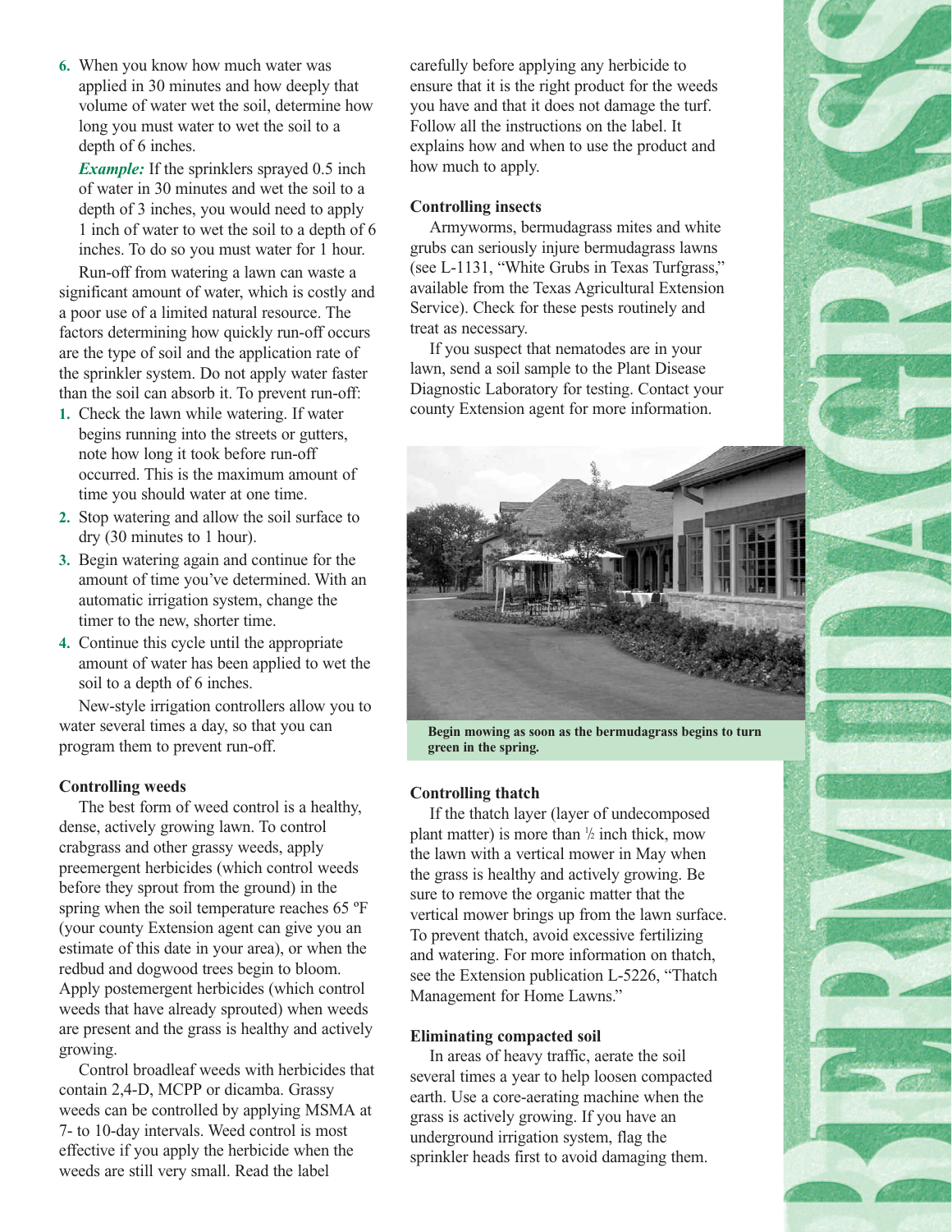6. When you know how much water was applied in 30 minutes and how deeply that volume of water wet the soil, determine how long you must water to wet the soil to a depth of 6 inches.

   ***Example:*** If the sprinklers sprayed 0.5 inch of water in 30 minutes and wet the soil to a depth of 3 inches, you would need to apply 1 inch of water to wet the soil to a depth of 6 inches. To do so you must water for 1 hour.

Run-off from watering a lawn can waste a significant amount of water, which is costly and a poor use of a limited natural resource. The factors determining how quickly run-off occurs are the type of soil and the application rate of the sprinkler system. Do not apply water faster than the soil can absorb it. To prevent run-off:

1. Check the lawn while watering. If water begins running into the streets or gutters, note how long it took before run-off occurred. This is the maximum amount of time you should water at one time.
2. Stop watering and allow the soil surface to dry (30 minutes to 1 hour).
3. Begin watering again and continue for the amount of time you've determined. With an automatic irrigation system, change the timer to the new, shorter time.
4. Continue this cycle until the appropriate amount of water has been applied to wet the soil to a depth of 6 inches.

New-style irrigation controllers allow you to water several times a day, so that you can program them to prevent run-off.

**Controlling weeds**

The best form of weed control is a healthy, dense, actively growing lawn. To control crabgrass and other grassy weeds, apply preemergent herbicides (which control weeds before they sprout from the ground) in the spring when the soil temperature reaches 65 ºF (your county Extension agent can give you an estimate of this date in your area), or when the redbud and dogwood trees begin to bloom. Apply postemergent herbicides (which control weeds that have already sprouted) when weeds are present and the grass is healthy and actively growing.

Control broadleaf weeds with herbicides that contain 2,4-D, MCPP or dicamba. Grassy weeds can be controlled by applying MSMA at 7- to 10-day intervals. Weed control is most effective if you apply the herbicide when the weeds are still very small. Read the label carefully before applying any herbicide to ensure that it is the right product for the weeds you have and that it does not damage the turf. Follow all the instructions on the label. It explains how and when to use the product and how much to apply.

**Controlling insects**

Armyworms, bermudagrass mites and white grubs can seriously injure bermudagrass lawns (see L-1131, "White Grubs in Texas Turfgrass," available from the Texas Agricultural Extension Service). Check for these pests routinely and treat as necessary.

If you suspect that nematodes are in your lawn, send a soil sample to the Plant Disease Diagnostic Laboratory for testing. Contact your county Extension agent for more information.

**Begin mowing as soon as the bermudagrass begins to turn green in the spring.**

**Controlling thatch**

If the thatch layer (layer of undecomposed plant matter) is more than ½ inch thick, mow the lawn with a vertical mower in May when the grass is healthy and actively growing. Be sure to remove the organic matter that the vertical mower brings up from the lawn surface. To prevent thatch, avoid excessive fertilizing and watering. For more information on thatch, see the Extension publication L-5226, "Thatch Management for Home Lawns."

**Eliminating compacted soil**

In areas of heavy traffic, aerate the soil several times a year to help loosen compacted earth. Use a core-aerating machine when the grass is actively growing. If you have an underground irrigation system, flag the sprinkler heads first to avoid damaging them.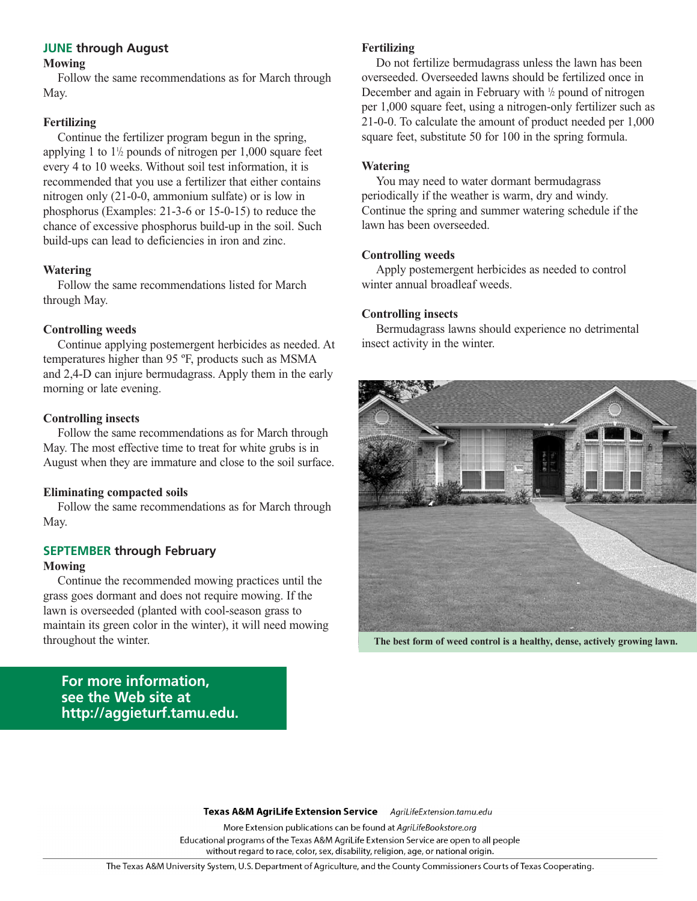## JUNE through August

### Mowing

Follow the same recommendations as for March through May.

### Fertilizing

Continue the fertilizer program begun in the spring, applying 1 to 1½ pounds of nitrogen per 1,000 square feet every 4 to 10 weeks. Without soil test information, it is recommended that you use a fertilizer that either contains nitrogen only (21-0-0, ammonium sulfate) or is low in phosphorus (Examples: 21-3-6 or 15-0-15) to reduce the chance of excessive phosphorus build-up in the soil. Such build-ups can lead to deficiencies in iron and zinc.

### Watering

Follow the same recommendations listed for March through May.

### Controlling weeds

Continue applying postemergent herbicides as needed. At temperatures higher than 95 ºF, products such as MSMA and 2,4-D can injure bermudagrass. Apply them in the early morning or late evening.

### Controlling insects

Follow the same recommendations as for March through May. The most effective time to treat for white grubs is in August when they are immature and close to the soil surface.

### Eliminating compacted soils

Follow the same recommendations as for March through May.

## SEPTEMBER through February

### Mowing

Continue the recommended mowing practices until the grass goes dormant and does not require mowing. If the lawn is overseeded (planted with cool-season grass to maintain its green color in the winter), it will need mowing throughout the winter.

**For more information, see the Web site at http://aggieturf.tamu.edu.**

### Fertilizing

Do not fertilize bermudagrass unless the lawn has been overseeded. Overseeded lawns should be fertilized once in December and again in February with ½ pound of nitrogen per 1,000 square feet, using a nitrogen-only fertilizer such as 21-0-0. To calculate the amount of product needed per 1,000 square feet, substitute 50 for 100 in the spring formula.

### Watering

You may need to water dormant bermudagrass periodically if the weather is warm, dry and windy. Continue the spring and summer watering schedule if the lawn has been overseeded.

### Controlling weeds

Apply postemergent herbicides as needed to control winter annual broadleaf weeds.

### Controlling insects

Bermudagrass lawns should experience no detrimental insect activity in the winter.

The best form of weed control is a healthy, dense, actively growing lawn.

**Texas A&M AgriLife Extension Service** *AgriLifeExtension.tamu.edu*

More Extension publications can be found at *AgriLifeBookstore.org*

Educational programs of the Texas A&M AgriLife Extension Service are open to all people without regard to race, color, sex, disability, religion, age, or national origin.

The Texas A&M University System, U.S. Department of Agriculture, and the County Commissioners Courts of Texas Cooperating.